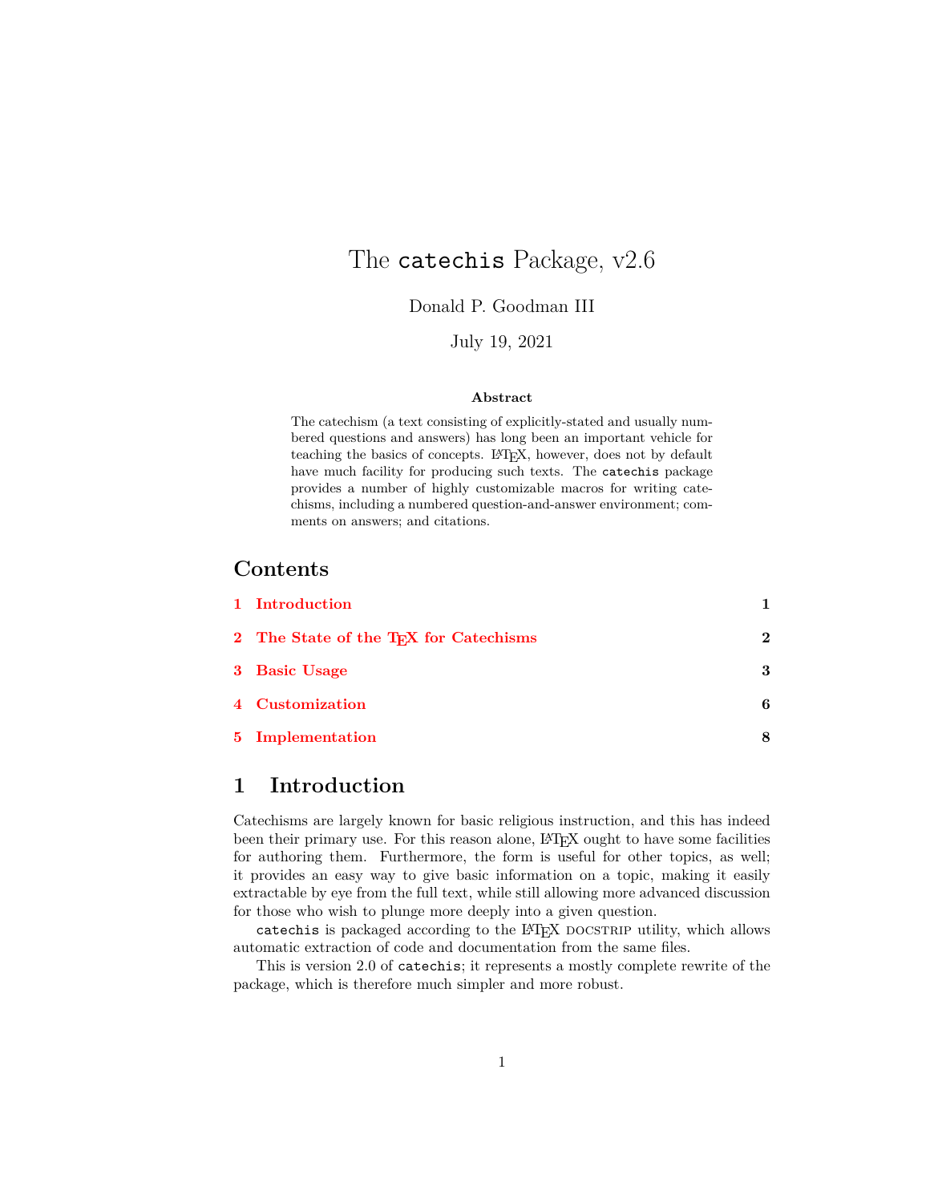# The catechis Package, v2.6

Donald P. Goodman III

July 19, 2021

**Abstract**

The catechism (a text consisting of explicitly-stated and usually numbered questions and answers) has long been an important vehicle for teaching the basics of concepts. LaTeX, however, does not by default have much facility for producing such texts. The `catechis` package provides a number of highly customizable macros for writing catechisms, including a numbered question-and-answer environment; comments on answers; and citations.

## Contents

| | | |
|---|---|---|
| 1 | Introduction | 1 |
| 2 | The State of the TeX for Catechisms | 2 |
| 3 | Basic Usage | 3 |
| 4 | Customization | 6 |
| 5 | Implementation | 8 |

## 1 Introduction

Catechisms are largely known for basic religious instruction, and this has indeed been their primary use. For this reason alone, LaTeX ought to have some facilities for authoring them. Furthermore, the form is useful for other topics, as well; it provides an easy way to give basic information on a topic, making it easily extractable by eye from the full text, while still allowing more advanced discussion for those who wish to plunge more deeply into a given question.

`catechis` is packaged according to the LaTeX DOCSTRIP utility, which allows automatic extraction of code and documentation from the same files.

This is version 2.0 of `catechis`; it represents a mostly complete rewrite of the package, which is therefore much simpler and more robust.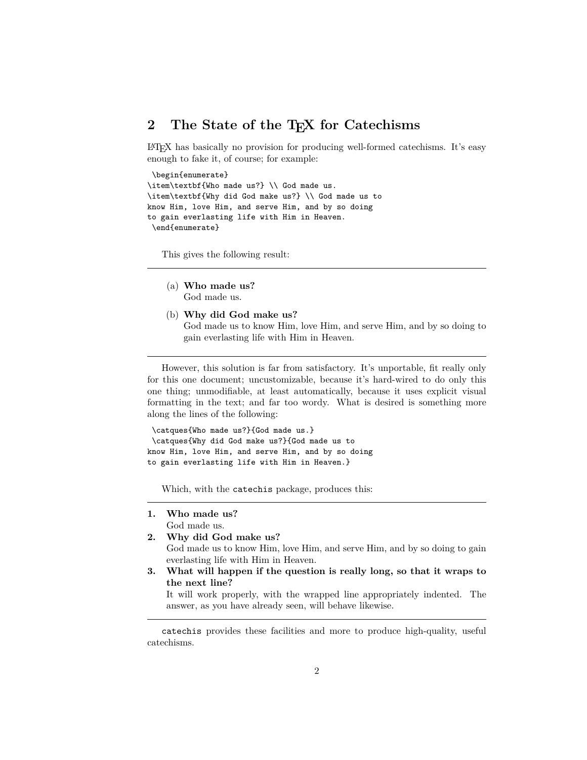## 2 The State of the TEX for Catechisms

LATEX has basically no provision for producing well-formed catechisms. It's easy enough to fake it, of course; for example:

```
\begin{enumerate}
\item\textbf{Who made us?} \\ God made us.
\item\textbf{Why did God make us?} \\ God made us to
know Him, love Him, and serve Him, and by so doing
to gain everlasting life with Him in Heaven.
\end{enumerate}
```

This gives the following result:

---

(a) **Who made us?**
God made us.

(b) **Why did God make us?**
God made us to know Him, love Him, and serve Him, and by so doing to gain everlasting life with Him in Heaven.

---

However, this solution is far from satisfactory. It's unportable, fit really only for this one document; uncustomizable, because it's hard-wired to do only this one thing; unmodifiable, at least automatically, because it uses explicit visual formatting in the text; and far too wordy. What is desired is something more along the lines of the following:

```
\catques{Who made us?}{God made us.}
\catques{Why did God make us?}{God made us to
know Him, love Him, and serve Him, and by so doing
to gain everlasting life with Him in Heaven.}
```

Which, with the `catechis` package, produces this:

---

**1. Who made us?**
God made us.

**2. Why did God make us?**
God made us to know Him, love Him, and serve Him, and by so doing to gain everlasting life with Him in Heaven.

**3. What will happen if the question is really long, so that it wraps to the next line?**
It will work properly, with the wrapped line appropriately indented. The answer, as you have already seen, will behave likewise.

---

`catechis` provides these facilities and more to produce high-quality, useful catechisms.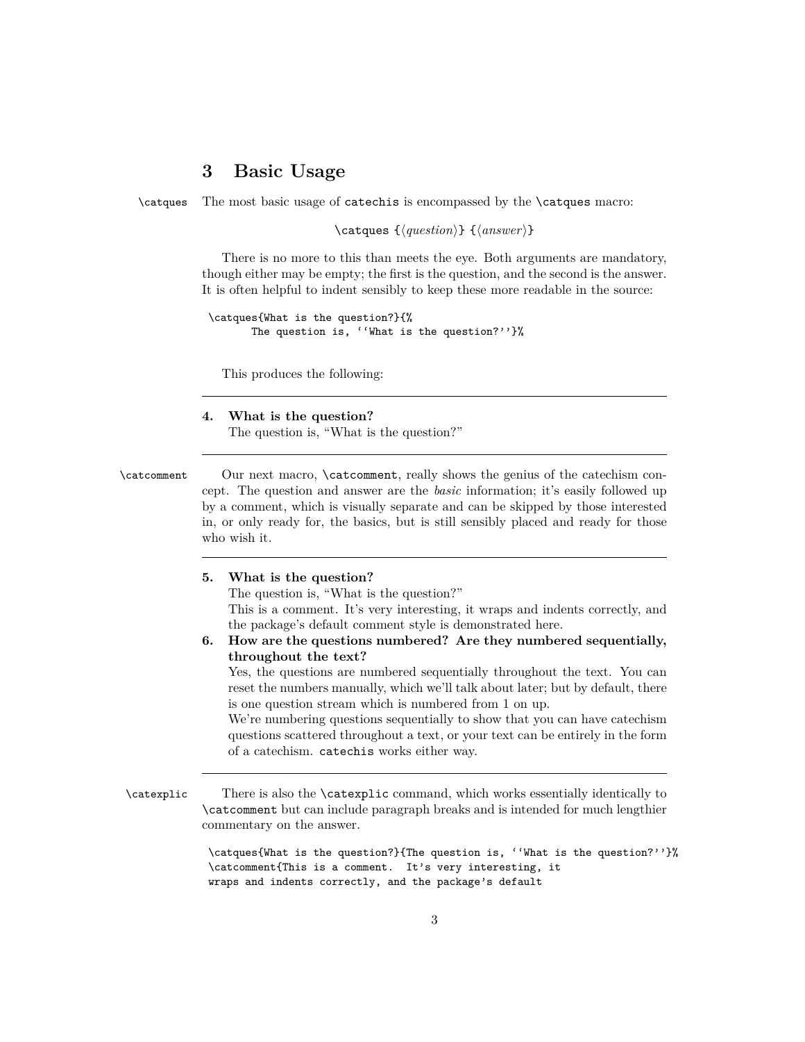## 3 Basic Usage

\catques The most basic usage of catechis is encompassed by the \catques macro:

\catques {⟨*question*⟩} {⟨*answer*⟩}

There is no more to this than meets the eye. Both arguments are mandatory, though either may be empty; the first is the question, and the second is the answer. It is often helpful to indent sensibly to keep these more readable in the source:

```
\catques{What is the question?}{%
        The question is, ''What is the question?''}%
```

This produces the following:

---

**4. What is the question?**
The question is, "What is the question?"

---

\catcomment Our next macro, \catcomment, really shows the genius of the catechism concept. The question and answer are the *basic* information; it's easily followed up by a comment, which is visually separate and can be skipped by those interested in, or only ready for, the basics, but is still sensibly placed and ready for those who wish it.

---

**5. What is the question?**
The question is, "What is the question?"
This is a comment. It's very interesting, it wraps and indents correctly, and the package's default comment style is demonstrated here.

**6. How are the questions numbered? Are they numbered sequentially, throughout the text?**
Yes, the questions are numbered sequentially throughout the text. You can reset the numbers manually, which we'll talk about later; but by default, there is one question stream which is numbered from 1 on up.
We're numbering questions sequentially to show that you can have catechism questions scattered throughout a text, or your text can be entirely in the form of a catechism. catechis works either way.

---

\catexplic There is also the \catexplic command, which works essentially identically to \catcomment but can include paragraph breaks and is intended for much lengthier commentary on the answer.

```
\catques{What is the question?}{The question is, ''What is the question?''}%
\catcomment{This is a comment.  It's very interesting, it
wraps and indents correctly, and the package's default
```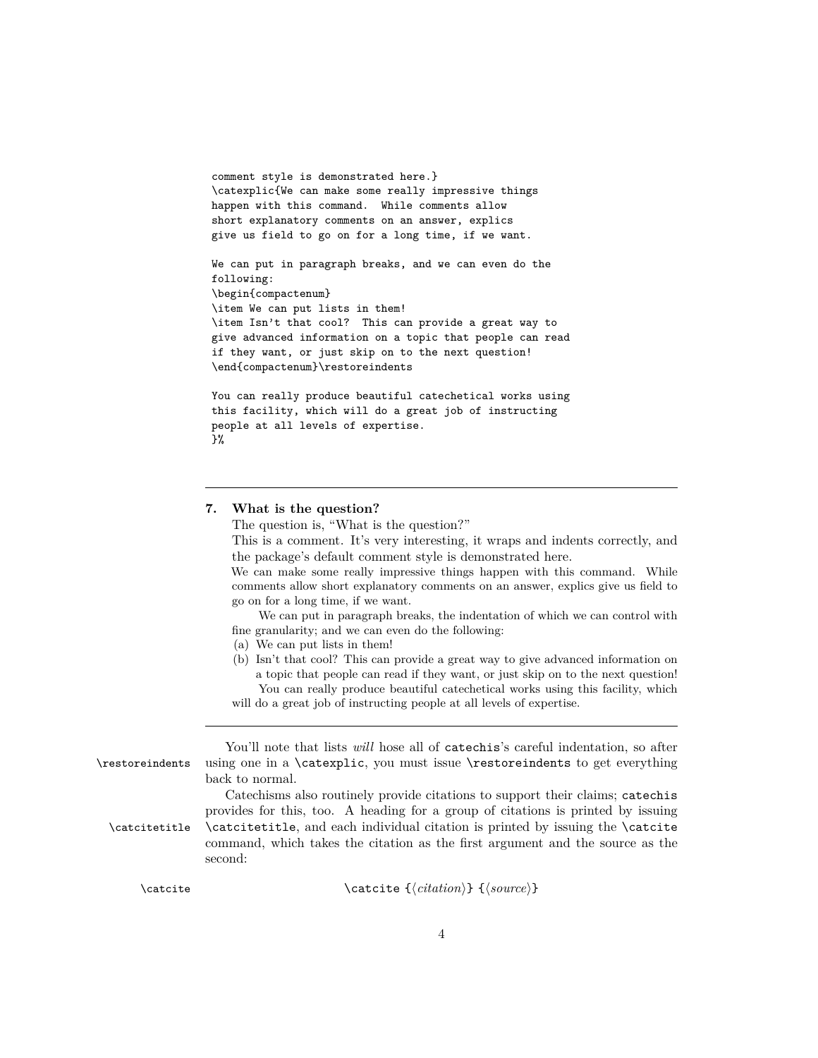```
comment style is demonstrated here.}
\catexplic{We can make some really impressive things
happen with this command.  While comments allow
short explanatory comments on an answer, explics
give us field to go on for a long time, if we want.

We can put in paragraph breaks, and we can even do the
following:
\begin{compactenum}
\item We can put lists in them!
\item Isn't that cool?  This can provide a great way to
give advanced information on a topic that people can read
if they want, or just skip on to the next question!
\end{compactenum}\restoreindents

You can really produce beautiful catechetical works using
this facility, which will do a great job of instructing
people at all levels of expertise.
}%
```

---

**7. What is the question?**

The question is, "What is the question?"

This is a comment. It's very interesting, it wraps and indents correctly, and the package's default comment style is demonstrated here.

We can make some really impressive things happen with this command. While comments allow short explanatory comments on an answer, explics give us field to go on for a long time, if we want.

We can put in paragraph breaks, the indentation of which we can control with fine granularity; and we can even do the following:

(a) We can put lists in them!

(b) Isn't that cool? This can provide a great way to give advanced information on a topic that people can read if they want, or just skip on to the next question!

You can really produce beautiful catechetical works using this facility, which will do a great job of instructing people at all levels of expertise.

---

`\restoreindents`

You'll note that lists *will* hose all of `catechis`'s careful indentation, so after using one in a `\catexplic`, you must issue `\restoreindents` to get everything back to normal.

`\catcitetitle`

Catechisms also routinely provide citations to support their claims; `catechis` provides for this, too. A heading for a group of citations is printed by issuing `\catcitetitle`, and each individual citation is printed by issuing the `\catcite` command, which takes the citation as the first argument and the source as the second:

`\catcite`

`\catcite {`⟨*citation*⟩`} {`⟨*source*⟩`}`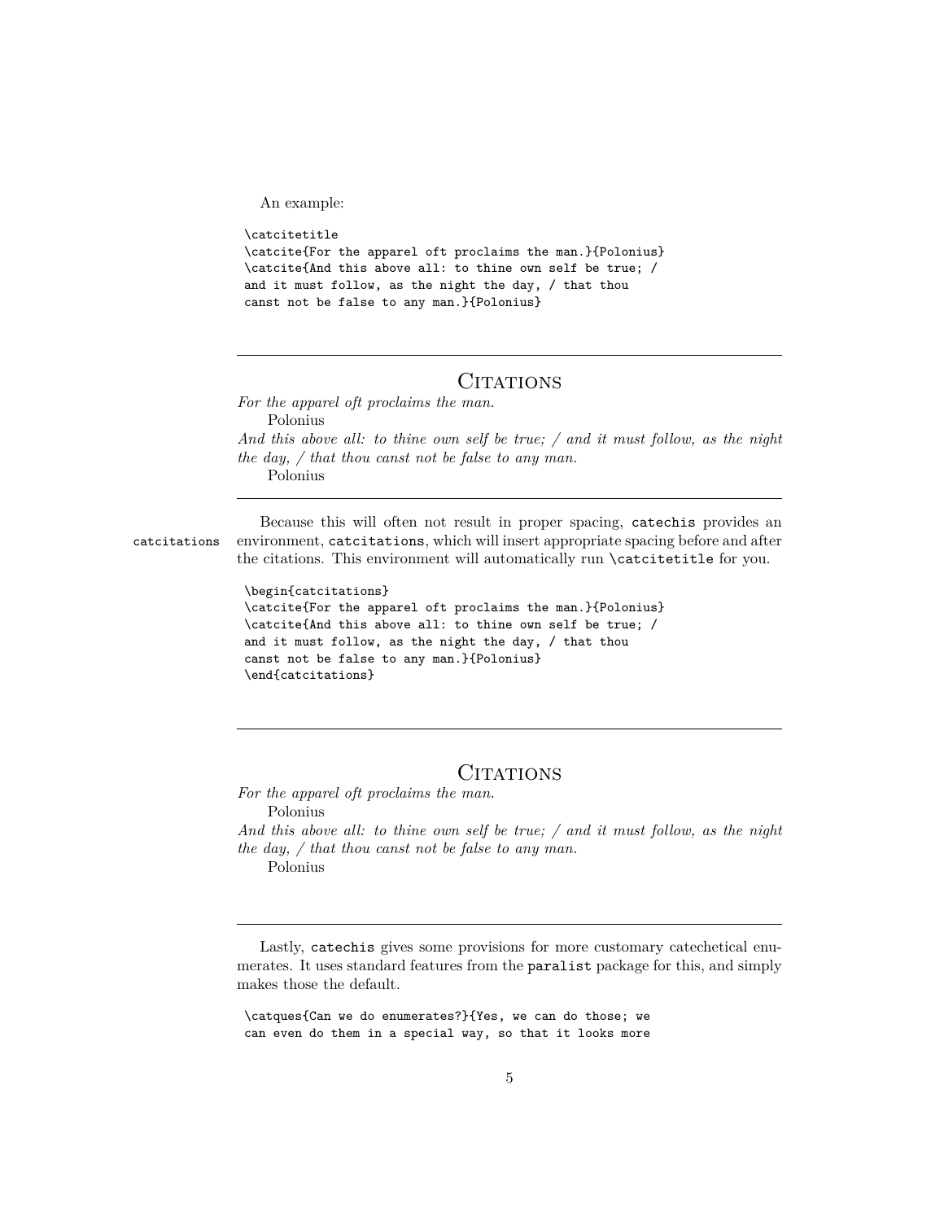An example:

```
\catcitetitle
\catcite{For the apparel oft proclaims the man.}{Polonius}
\catcite{And this above all: to thine own self be true; /
and it must follow, as the night the day, / that thou
canst not be false to any man.}{Polonius}
```

---

**CITATIONS**

*For the apparel oft proclaims the man.*

Polonius

*And this above all: to thine own self be true; / and it must follow, as the night the day, / that thou canst not be false to any man.*

Polonius

---

catcitations

Because this will often not result in proper spacing, catechis provides an environment, catcitations, which will insert appropriate spacing before and after the citations. This environment will automatically run \catcitetitle for you.

```
\begin{catcitations}
\catcite{For the apparel oft proclaims the man.}{Polonius}
\catcite{And this above all: to thine own self be true; /
and it must follow, as the night the day, / that thou
canst not be false to any man.}{Polonius}
\end{catcitations}
```

---

**CITATIONS**

*For the apparel oft proclaims the man.*

Polonius

*And this above all: to thine own self be true; / and it must follow, as the night the day, / that thou canst not be false to any man.*

Polonius

---

Lastly, catechis gives some provisions for more customary catechetical enumerates. It uses standard features from the paralist package for this, and simply makes those the default.

```
\catques{Can we do enumerates?}{Yes, we can do those; we
can even do them in a special way, so that it looks more
```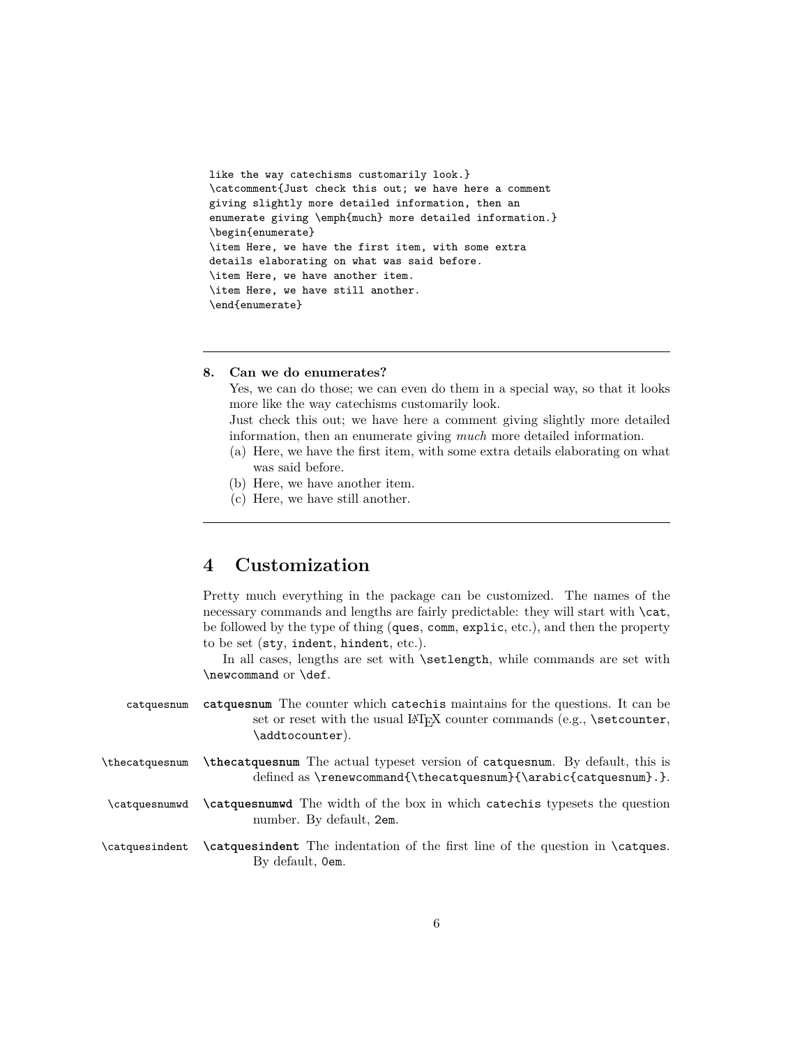```
like the way catechisms customarily look.}
\catcomment{Just check this out; we have here a comment
giving slightly more detailed information, then an
enumerate giving \emph{much} more detailed information.}
\begin{enumerate}
\item Here, we have the first item, with some extra
details elaborating on what was said before.
\item Here, we have another item.
\item Here, we have still another.
\end{enumerate}
```

---

**8. Can we do enumerates?**

Yes, we can do those; we can even do them in a special way, so that it looks more like the way catechisms customarily look.

Just check this out; we have here a comment giving slightly more detailed information, then an enumerate giving *much* more detailed information.

(a) Here, we have the first item, with some extra details elaborating on what was said before.

(b) Here, we have another item.

(c) Here, we have still another.

---

## 4 Customization

Pretty much everything in the package can be customized. The names of the necessary commands and lengths are fairly predictable: they will start with `\cat`, be followed by the type of thing (`ques`, `comm`, `explic`, etc.), and then the property to be set (`sty`, `indent`, `hindent`, etc.).

In all cases, lengths are set with `\setlength`, while commands are set with `\newcommand` or `\def`.

**`catquesnum`** The counter which `catechis` maintains for the questions. It can be set or reset with the usual LaTeX counter commands (e.g., `\setcounter`, `\addtocounter`).

**`\thecatquesnum`** The actual typeset version of `catquesnum`. By default, this is defined as `\renewcommand{\thecatquesnum}{\arabic{catquesnum}.}`.

**`\catquesnumwd`** The width of the box in which `catechis` typesets the question number. By default, `2em`.

**`\catquesindent`** The indentation of the first line of the question in `\catques`. By default, `0em`.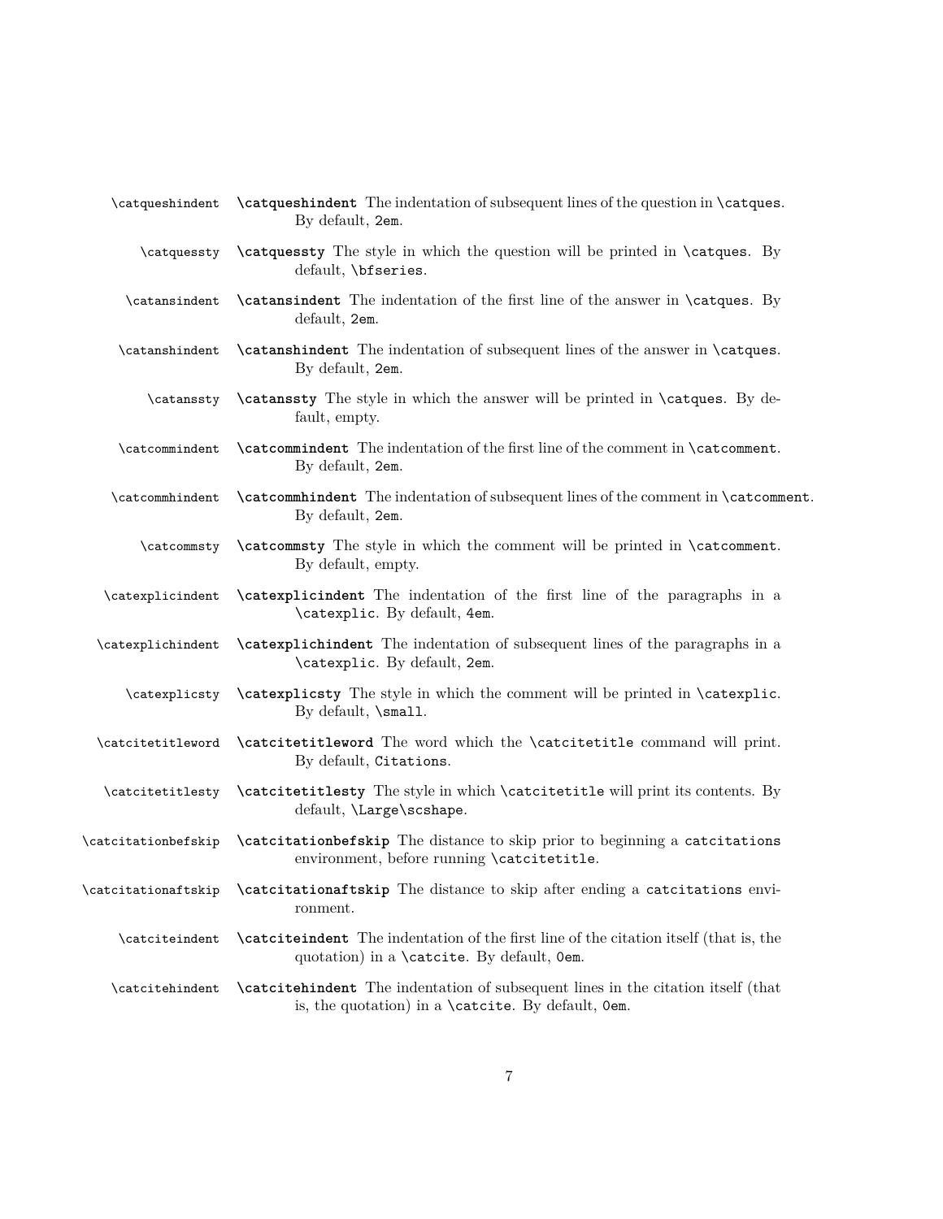`\catqueshindent` **`\catqueshindent`** The indentation of subsequent lines of the question in `\catques`. By default, `2em`.

`\catquessty` **`\catquessty`** The style in which the question will be printed in `\catques`. By default, `\bfseries`.

`\catansindent` **`\catansindent`** The indentation of the first line of the answer in `\catques`. By default, `2em`.

`\catanshindent` **`\catanshindent`** The indentation of subsequent lines of the answer in `\catques`. By default, `2em`.

`\catanssty` **`\catanssty`** The style in which the answer will be printed in `\catques`. By default, empty.

`\catcommindent` **`\catcommindent`** The indentation of the first line of the comment in `\catcomment`. By default, `2em`.

`\catcommhindent` **`\catcommhindent`** The indentation of subsequent lines of the comment in `\catcomment`. By default, `2em`.

`\catcommsty` **`\catcommsty`** The style in which the comment will be printed in `\catcomment`. By default, empty.

`\catexplicindent` **`\catexplicindent`** The indentation of the first line of the paragraphs in a `\catexplic`. By default, `4em`.

`\catexplichindent` **`\catexplichindent`** The indentation of subsequent lines of the paragraphs in a `\catexplic`. By default, `2em`.

`\catexplicsty` **`\catexplicsty`** The style in which the comment will be printed in `\catexplic`. By default, `\small`.

`\catcitetitleword` **`\catcitetitleword`** The word which the `\catcitetitle` command will print. By default, `Citations`.

`\catcitetitlesty` **`\catcitetitlesty`** The style in which `\catcitetitle` will print its contents. By default, `\Large\scshape`.

`\catcitationbefskip` **`\catcitationbefskip`** The distance to skip prior to beginning a `catcitations` environment, before running `\catcitetitle`.

`\catcitationaftskip` **`\catcitationaftskip`** The distance to skip after ending a `catcitations` environment.

`\catciteindent` **`\catciteindent`** The indentation of the first line of the citation itself (that is, the quotation) in a `\catcite`. By default, `0em`.

`\catcitehindent` **`\catcitehindent`** The indentation of subsequent lines in the citation itself (that is, the quotation) in a `\catcite`. By default, `0em`.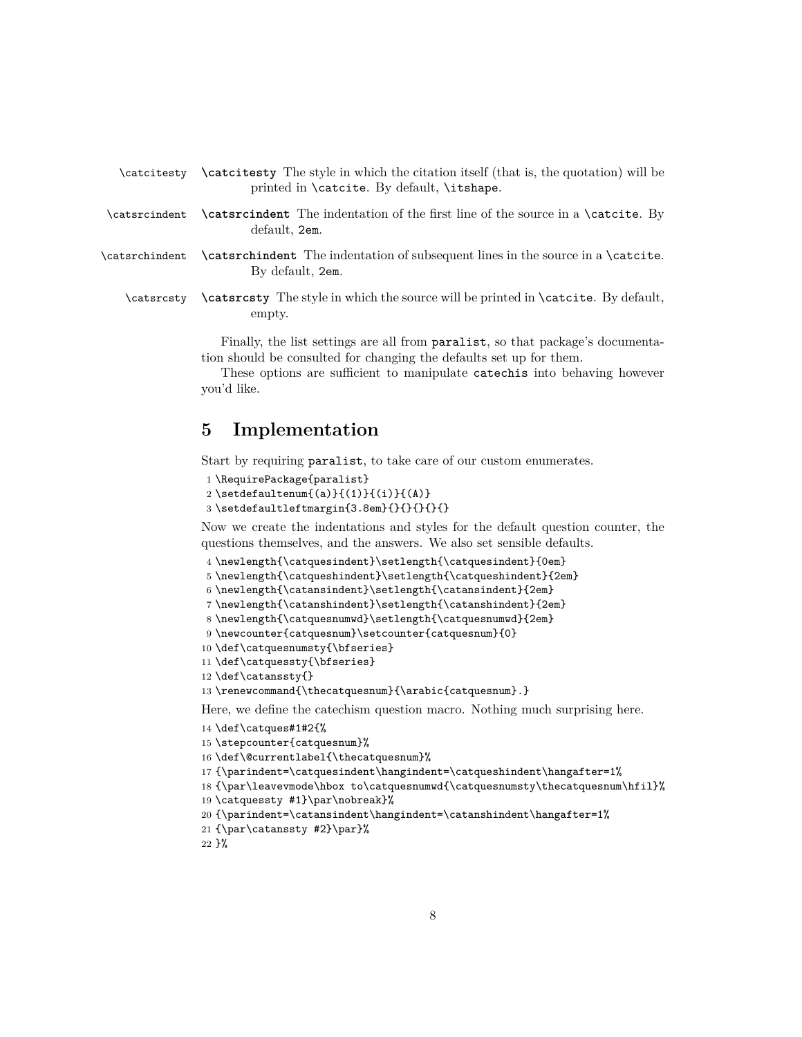**`\catcitesty`** The style in which the citation itself (that is, the quotation) will be printed in `\catcite`. By default, `\itshape`.

**`\catsrcindent`** The indentation of the first line of the source in a `\catcite`. By default, `2em`.

**`\catsrchindent`** The indentation of subsequent lines in the source in a `\catcite`. By default, `2em`.

**`\catsrcsty`** The style in which the source will be printed in `\catcite`. By default, empty.

Finally, the list settings are all from `paralist`, so that package's documentation should be consulted for changing the defaults set up for them.

These options are sufficient to manipulate `catechis` into behaving however you'd like.

# 5 Implementation

Start by requiring `paralist`, to take care of our custom enumerates.

```
1 \RequirePackage{paralist}
2 \setdefaultenum{(a)}{(1)}{(i)}{(A)}
3 \setdefaultleftmargin{3.8em}{}{}{}{}{}
```

Now we create the indentations and styles for the default question counter, the questions themselves, and the answers. We also set sensible defaults.

```
4 \newlength{\catquesindent}\setlength{\catquesindent}{0em}
5 \newlength{\catqueshindent}\setlength{\catqueshindent}{2em}
6 \newlength{\catansindent}\setlength{\catansindent}{2em}
7 \newlength{\catanshindent}\setlength{\catanshindent}{2em}
8 \newlength{\catquesnumwd}\setlength{\catquesnumwd}{2em}
9 \newcounter{catquesnum}\setcounter{catquesnum}{0}
10 \def\catquesnumsty{\bfseries}
11 \def\catquessty{\bfseries}
12 \def\catanssty{}
13 \renewcommand{\thecatquesnum}{\arabic{catquesnum}.}
```

Here, we define the catechism question macro. Nothing much surprising here.

```
14 \def\catques#1#2{%
15 \stepcounter{catquesnum}%
16 \def\@currentlabel{\thecatquesnum}%
17 {\parindent=\catquesindent\hangindent=\catqueshindent\hangafter=1%
18 {\par\leavevmode\hbox to\catquesnumwd{\catquesnumsty\thecatquesnum\hfil}%
19 \catquessty #1}\par\nobreak}%
20 {\parindent=\catansindent\hangindent=\catanshindent\hangafter=1%
21 {\par\catanssty #2}\par}%
22 }%
```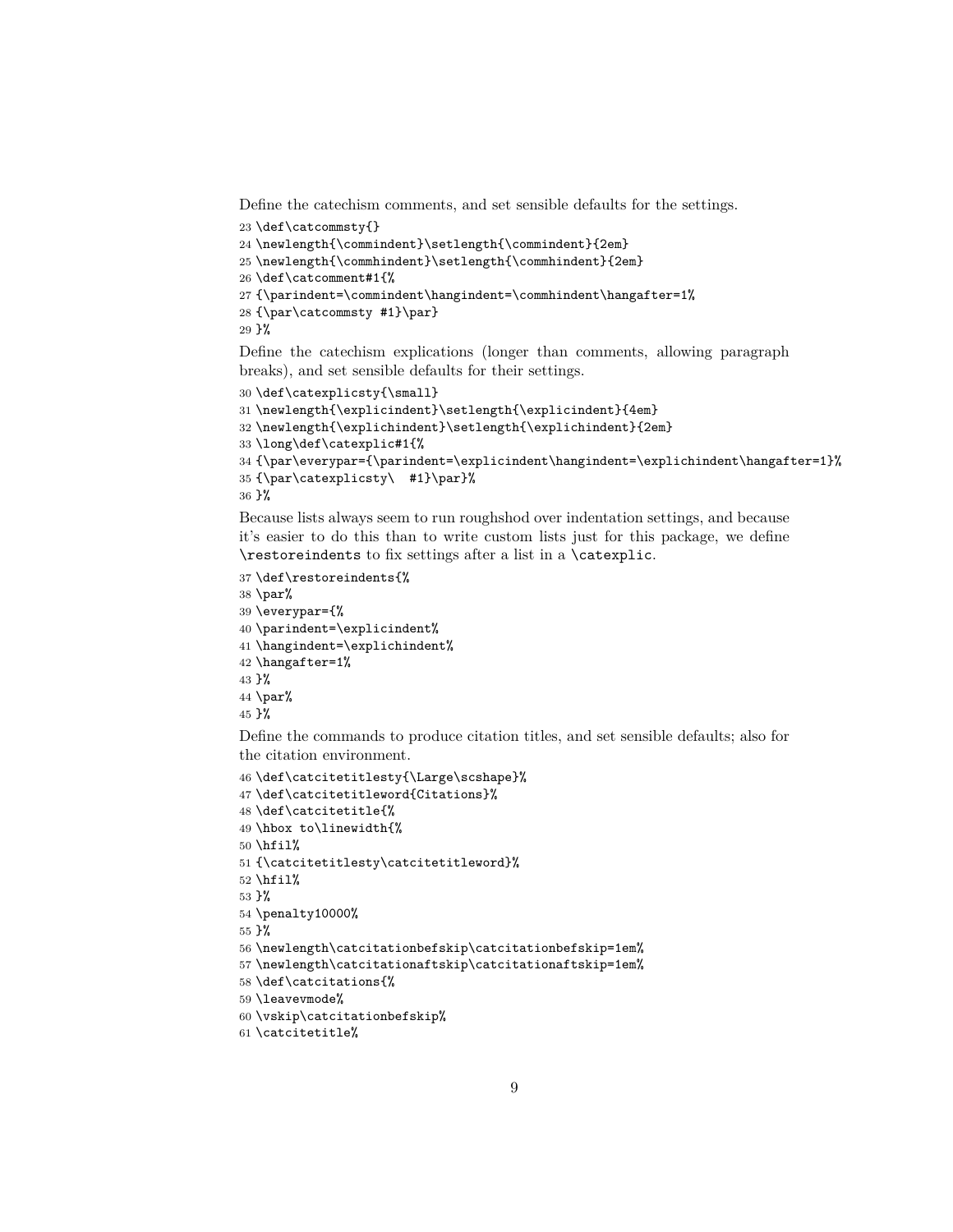Define the catechism comments, and set sensible defaults for the settings.

```
23 \def\catcommsty{}
24 \newlength{\commindent}\setlength{\commindent}{2em}
25 \newlength{\commhindent}\setlength{\commhindent}{2em}
26 \def\catcomment#1{%
27 {\parindent=\commindent\hangindent=\commhindent\hangafter=1%
28 {\par\catcommsty #1}\par}
29 }%
```

Define the catechism explications (longer than comments, allowing paragraph breaks), and set sensible defaults for their settings.

```
30 \def\catexplicsty{\small}
31 \newlength{\explicindent}\setlength{\explicindent}{4em}
32 \newlength{\explichindent}\setlength{\explichindent}{2em}
33 \long\def\catexplic#1{%
34 {\par\everypar={\parindent=\explicindent\hangindent=\explichindent\hangafter=1}%
35 {\par\catexplicsty\  #1}\par}%
36 }%
```

Because lists always seem to run roughshod over indentation settings, and because it's easier to do this than to write custom lists just for this package, we define `\restoreindents` to fix settings after a list in a `\catexplic`.

```
37 \def\restoreindents{%
38 \par%
39 \everypar={%
40 \parindent=\explicindent%
41 \hangindent=\explichindent%
42 \hangafter=1%
43 }%
44 \par%
45 }%
```

Define the commands to produce citation titles, and set sensible defaults; also for the citation environment.

```
46 \def\catcitetitlesty{\Large\scshape}%
47 \def\catcitetitleword{Citations}%
48 \def\catcitetitle{%
49 \hbox to\linewidth{%
50 \hfil%
51 {\catcitetitlesty\catcitetitleword}%
52 \hfil%
53 }%
54 \penalty10000%
55 }%
56 \newlength\catcitationbefskip\catcitationbefskip=1em%
57 \newlength\catcitationaftskip\catcitationaftskip=1em%
58 \def\catcitations{%
59 \leavevmode%
60 \vskip\catcitationbefskip%
61 \catcitetitle%
```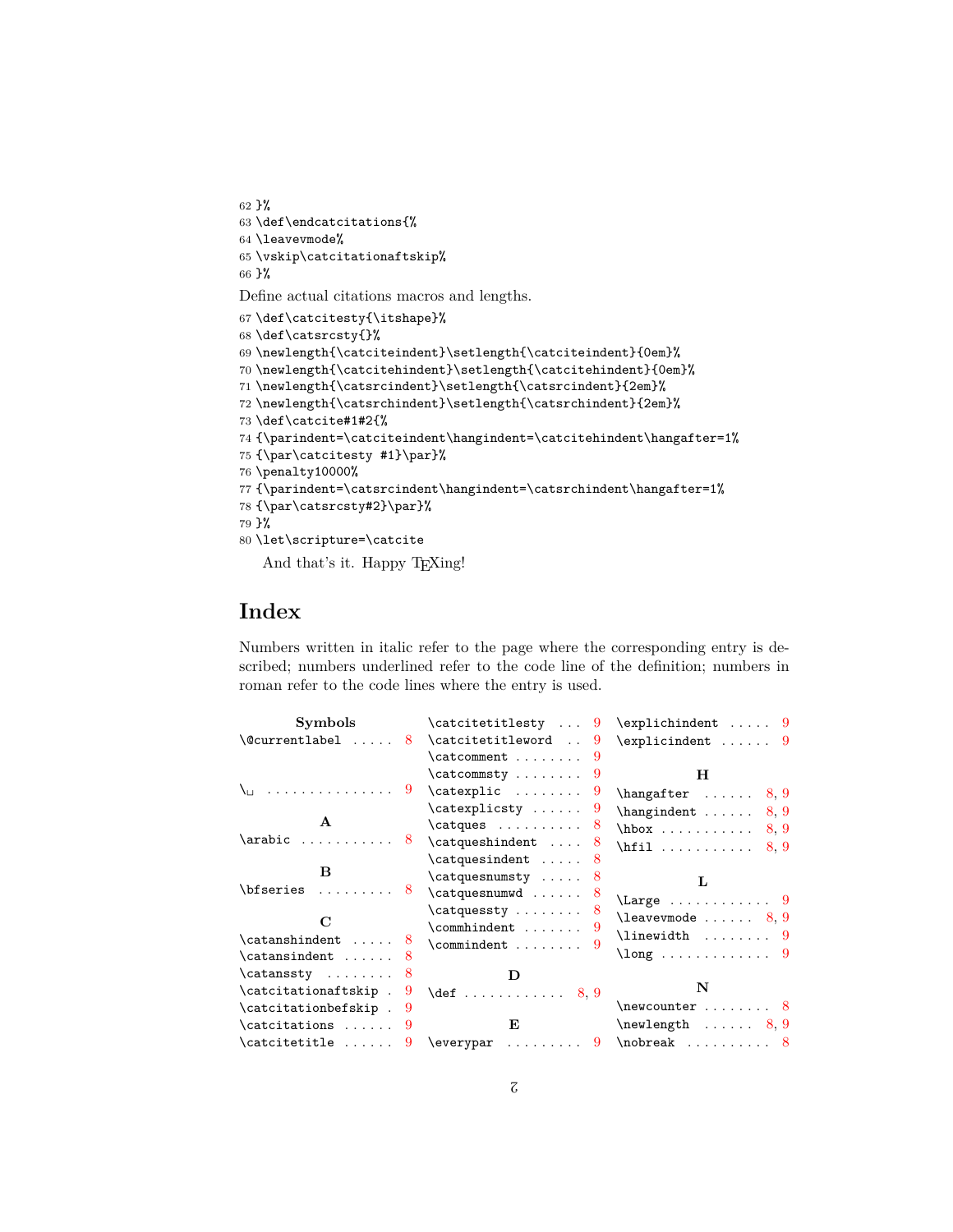```
62 }%
63 \def\endcatcitations{%
64 \leavevmode%
65 \vskip\catcitationaftskip%
66 }%
```

Define actual citations macros and lengths.

```
67 \def\catcitesty{\itshape}%
68 \def\catsrcsty{}%
69 \newlength{\catciteindent}\setlength{\catciteindent}{0em}%
70 \newlength{\catcitehindent}\setlength{\catcitehindent}{0em}%
71 \newlength{\catsrcindent}\setlength{\catsrcindent}{2em}%
72 \newlength{\catsrchindent}\setlength{\catsrchindent}{2em}%
73 \def\catcite#1#2{%
74 {\parindent=\catciteindent\hangindent=\catcitehindent\hangafter=1%
75 {\par\catcitesty #1}\par}%
76 \penalty10000%
77 {\parindent=\catsrcindent\hangindent=\catsrchindent\hangafter=1%
78 {\par\catsrcsty#2}\par}%
79 }%
80 \let\scripture=\catcite
```

And that's it. Happy TEXing!

## Index

Numbers written in italic refer to the page where the corresponding entry is described; numbers underlined refer to the code line of the definition; numbers in roman refer to the code lines where the entry is used.

**Symbols**

`\@currentlabel` ..... 8

`\␣` ..... 9

**A**

`\arabic` ..... 8

**B**

`\bfseries` ..... 8

**C**

`\catanshindent` ..... 8
`\catansindent` ..... 8
`\catanssty` ..... 8
`\catcitationaftskip` ..... 9
`\catcitationbefskip` ..... 9
`\catcitations` ..... 9
`\catcitetitle` ..... 9
`\catcitetitlesty` ..... 9
`\catcitetitleword` ..... 9
`\catcomment` ..... 9
`\catcommsty` ..... 9
`\catexplic` ..... 9
`\catexplicsty` ..... 9
`\catques` ..... 8
`\catqueshindent` ..... 8
`\catquesindent` ..... 8
`\catquesnumsty` ..... 8
`\catquesnumwd` ..... 8
`\catquessty` ..... 8
`\commhindent` ..... 9
`\commindent` ..... 9

**D**

`\def` ..... 8, 9

**E**

`\everypar` ..... 9
`\explichindent` ..... 9
`\explicindent` ..... 9

**H**

`\hangafter` ..... 8, 9
`\hangindent` ..... 8, 9
`\hbox` ..... 8, 9
`\hfil` ..... 8, 9

**L**

`\Large` ..... 9
`\leavevmode` ..... 8, 9
`\linewidth` ..... 9
`\long` ..... 9

**N**

`\newcounter` ..... 8
`\newlength` ..... 8, 9
`\nobreak` ..... 8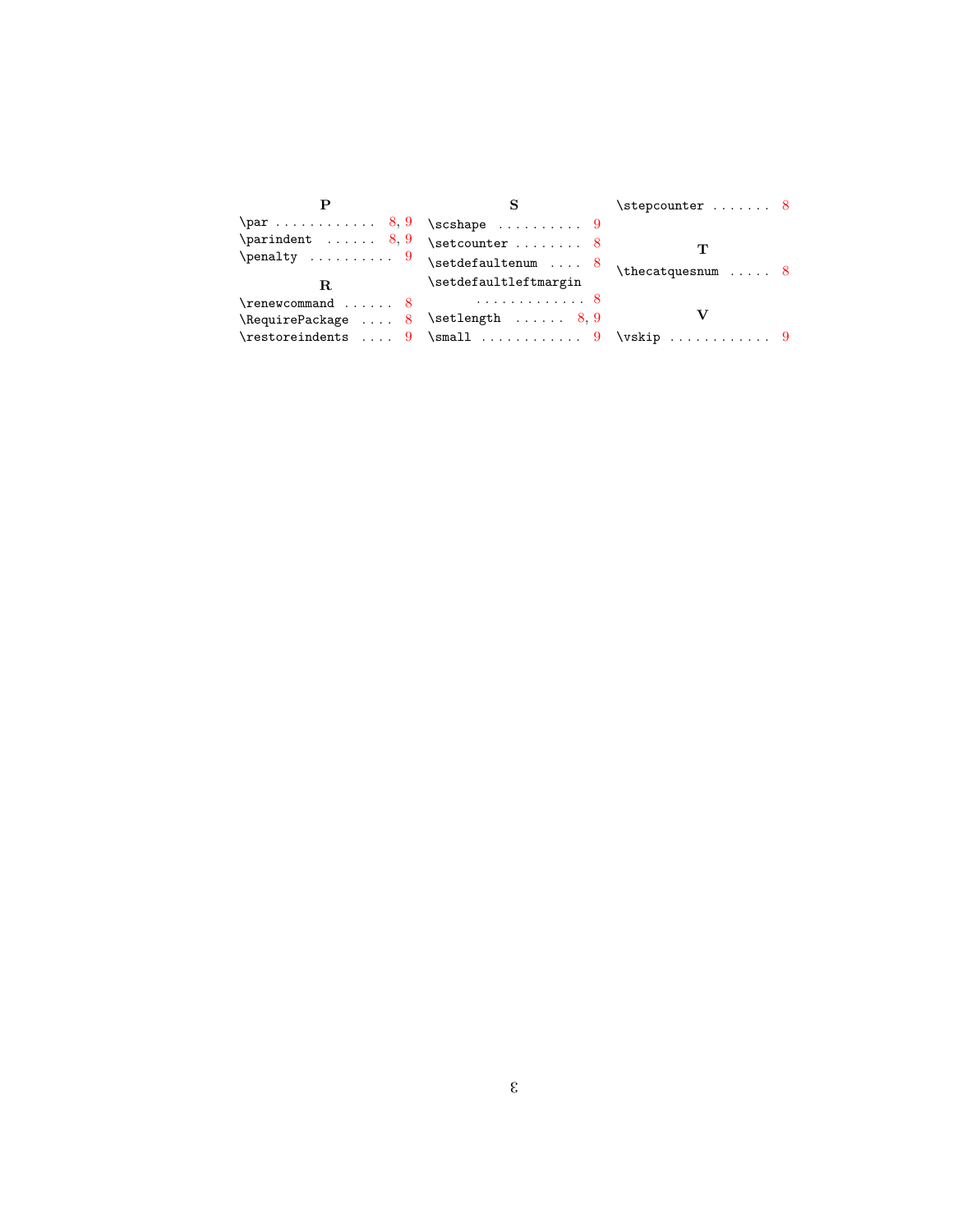**P**

\par . . . . . . . . . . . . 8, 9
\parindent . . . . . . 8, 9
\penalty . . . . . . . . . . 9

**R**

\renewcommand . . . . . . 8
\RequirePackage . . . . 8
\restoreindents . . . . 9

**S**

\scshape . . . . . . . . . . 9
\setcounter . . . . . . . . 8
\setdefaultenum . . . . 8
\setdefaultleftmargin . . . . . . . . . . . . . 8
\setlength . . . . . . 8, 9
\small . . . . . . . . . . . . 9
\stepcounter . . . . . . . 8

**T**

\thecatquesnum . . . . . 8

**V**

\vskip . . . . . . . . . . . . 9